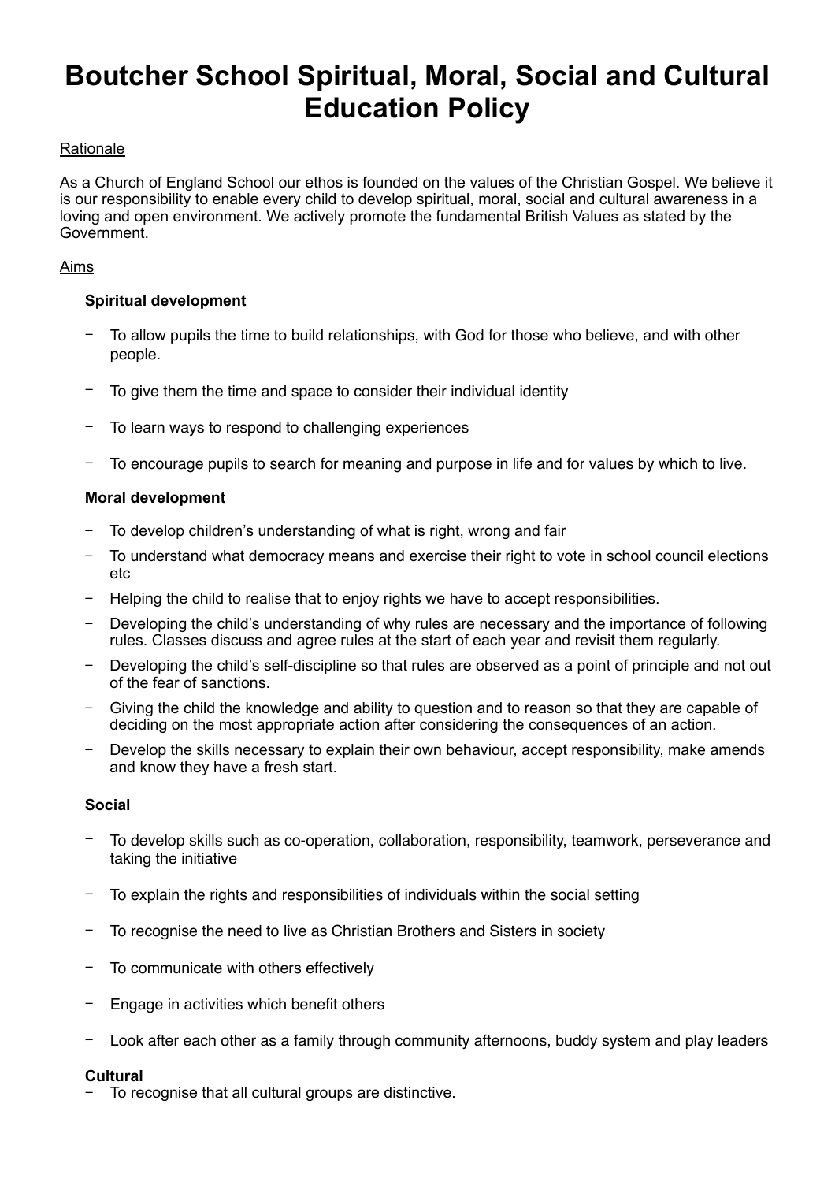# Boutcher School Spiritual, Moral, Social and Cultural Education Policy

Rationale

As a Church of England School our ethos is founded on the values of the Christian Gospel. We believe it is our responsibility to enable every child to develop spiritual, moral, social and cultural awareness in a loving and open environment. We actively promote the fundamental British Values as stated by the Government.

Aims

**Spiritual development**

- To allow pupils the time to build relationships, with God for those who believe, and with other people.
- To give them the time and space to consider their individual identity
- To learn ways to respond to challenging experiences
- To encourage pupils to search for meaning and purpose in life and for values by which to live.

**Moral development**

- To develop children's understanding of what is right, wrong and fair
- To understand what democracy means and exercise their right to vote in school council elections etc
- Helping the child to realise that to enjoy rights we have to accept responsibilities.
- Developing the child's understanding of why rules are necessary and the importance of following rules. Classes discuss and agree rules at the start of each year and revisit them regularly.
- Developing the child's self-discipline so that rules are observed as a point of principle and not out of the fear of sanctions.
- Giving the child the knowledge and ability to question and to reason so that they are capable of deciding on the most appropriate action after considering the consequences of an action.
- Develop the skills necessary to explain their own behaviour, accept responsibility, make amends and know they have a fresh start.

**Social**

- To develop skills such as co-operation, collaboration, responsibility, teamwork, perseverance and taking the initiative
- To explain the rights and responsibilities of individuals within the social setting
- To recognise the need to live as Christian Brothers and Sisters in society
- To communicate with others effectively
- Engage in activities which benefit others
- Look after each other as a family through community afternoons, buddy system and play leaders

**Cultural**

- To recognise that all cultural groups are distinctive.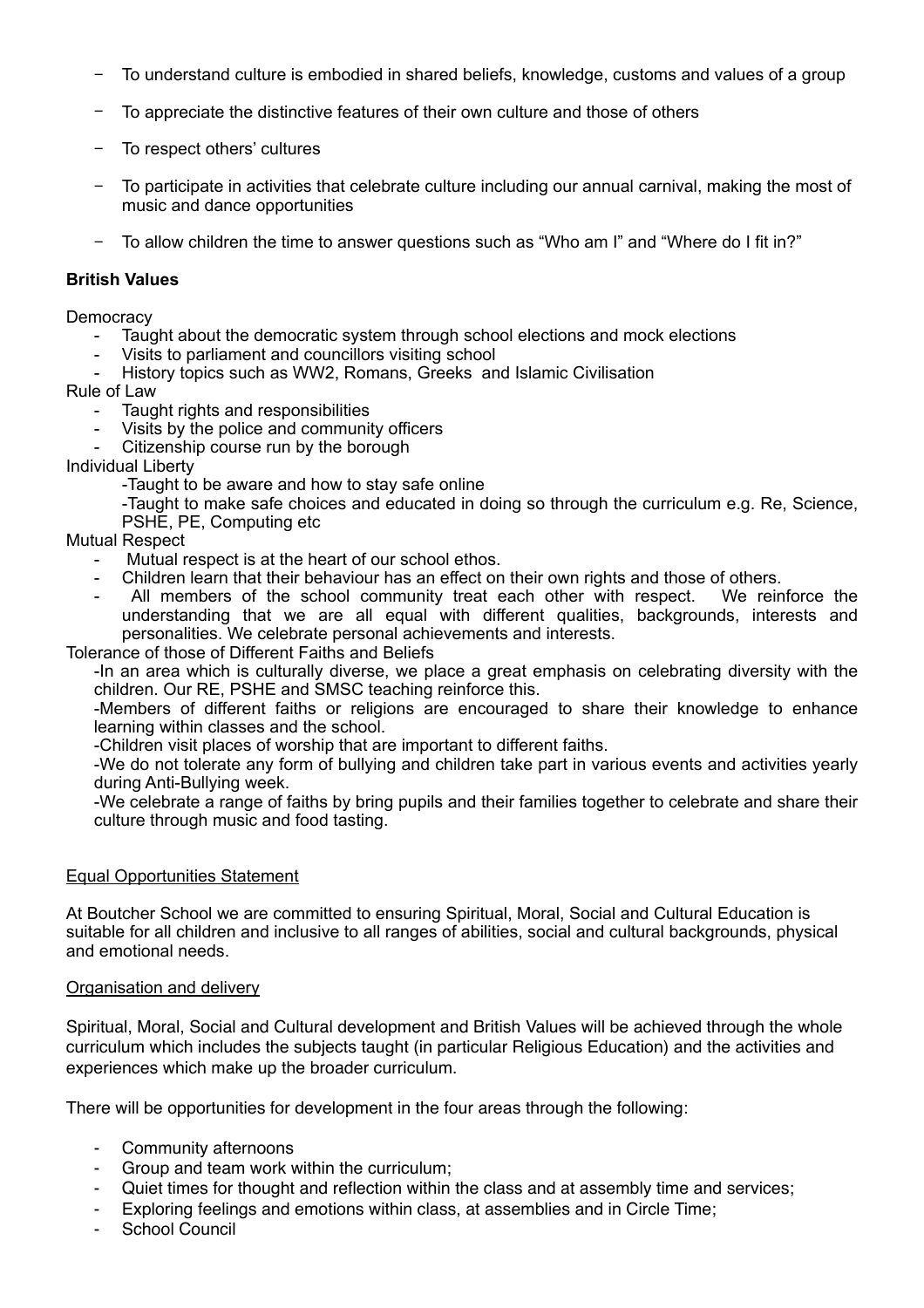- To understand culture is embodied in shared beliefs, knowledge, customs and values of a group
- To appreciate the distinctive features of their own culture and those of others
- To respect others' cultures
- To participate in activities that celebrate culture including our annual carnival, making the most of music and dance opportunities
- To allow children the time to answer questions such as "Who am I" and "Where do I fit in?"

**British Values**

Democracy

- Taught about the democratic system through school elections and mock elections
- Visits to parliament and councillors visiting school
- History topics such as WW2, Romans, Greeks and Islamic Civilisation

Rule of Law

- Taught rights and responsibilities
- Visits by the police and community officers
- Citizenship course run by the borough

Individual Liberty

-Taught to be aware and how to stay safe online

-Taught to make safe choices and educated in doing so through the curriculum e.g. Re, Science, PSHE, PE, Computing etc

Mutual Respect

- Mutual respect is at the heart of our school ethos.
- Children learn that their behaviour has an effect on their own rights and those of others.
- All members of the school community treat each other with respect. We reinforce the understanding that we are all equal with different qualities, backgrounds, interests and personalities. We celebrate personal achievements and interests.

Tolerance of those of Different Faiths and Beliefs

-In an area which is culturally diverse, we place a great emphasis on celebrating diversity with the children. Our RE, PSHE and SMSC teaching reinforce this.

-Members of different faiths or religions are encouraged to share their knowledge to enhance learning within classes and the school.

-Children visit places of worship that are important to different faiths.

-We do not tolerate any form of bullying and children take part in various events and activities yearly during Anti-Bullying week.

-We celebrate a range of faiths by bring pupils and their families together to celebrate and share their culture through music and food tasting.

Equal Opportunities Statement

At Boutcher School we are committed to ensuring Spiritual, Moral, Social and Cultural Education is suitable for all children and inclusive to all ranges of abilities, social and cultural backgrounds, physical and emotional needs.

Organisation and delivery

Spiritual, Moral, Social and Cultural development and British Values will be achieved through the whole curriculum which includes the subjects taught (in particular Religious Education) and the activities and experiences which make up the broader curriculum.

There will be opportunities for development in the four areas through the following:

- Community afternoons
- Group and team work within the curriculum;
- Quiet times for thought and reflection within the class and at assembly time and services;
- Exploring feelings and emotions within class, at assemblies and in Circle Time;
- School Council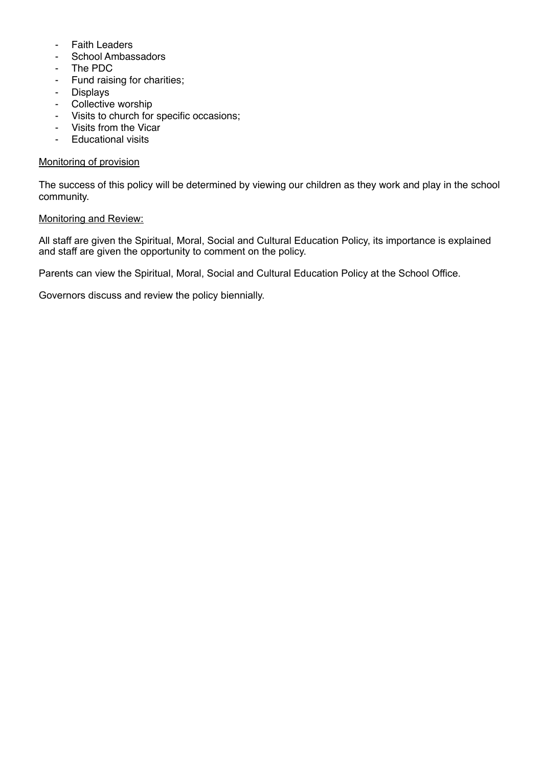- Faith Leaders
- School Ambassadors
- The PDC
- Fund raising for charities;
- Displays
- Collective worship
- Visits to church for specific occasions;
- Visits from the Vicar
- Educational visits

<u>Monitoring of provision</u>

The success of this policy will be determined by viewing our children as they work and play in the school community.

<u>Monitoring and Review:</u>

All staff are given the Spiritual, Moral, Social and Cultural Education Policy, its importance is explained and staff are given the opportunity to comment on the policy.

Parents can view the Spiritual, Moral, Social and Cultural Education Policy at the School Office.

Governors discuss and review the policy biennially.